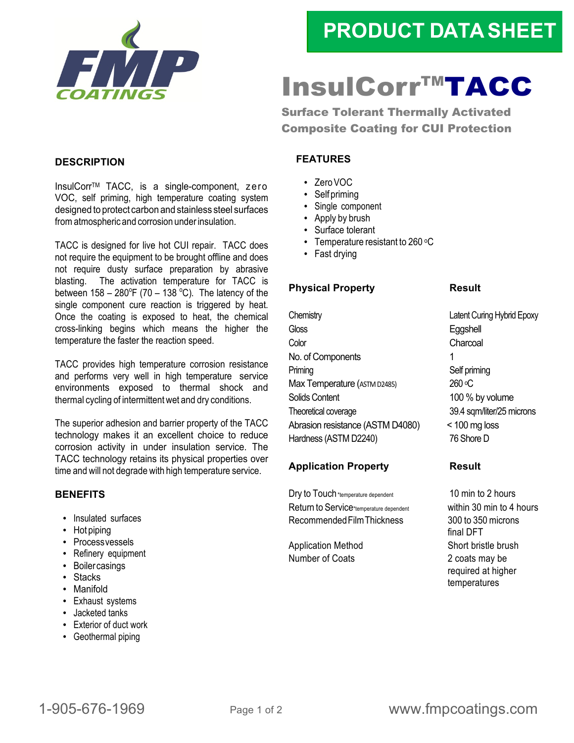PRODUCT DATA SHEET

# InsulCorr™TACC

**Surface Tolerant Thermally Activated Composite Coating for CUI Protection**

## DESCRIPTION

InsulCorr™ TACC, is a single-component, zero VOC, self priming, high temperature coating system designed to protect carbon and stainless steel surfaces from atmospheric and corrosion under insulation.

TACC is designed for live hot CUI repair. TACC does not require the equipment to be brought offline and does not require dusty surface preparation by abrasive blasting. The activation temperature for TACC is between 158 – 280°F (70 – 138 °C). The latency of the single component cure reaction is triggered by heat. Once the coating is exposed to heat, the chemical cross-linking begins which means the higher the temperature the faster the reaction speed.

TACC provides high temperature corrosion resistance and performs very well in high temperature service environments exposed to thermal shock and thermal cycling of intermittent wet and dry conditions.

The superior adhesion and barrier property of the TACC technology makes it an excellent choice to reduce corrosion activity in under insulation service. The TACC technology retains its physical properties over time and will not degrade with high temperature service.

## BENEFITS

- Insulated surfaces
- Hot piping
- Process vessels
- Refinery equipment
- Boiler casings
- Stacks
- Manifold
- Exhaust systems
- Jacketed tanks
- Exterior of duct work
- Geothermal piping

## FEATURES

- Zero VOC
- Self priming
- Single component
- Apply by brush
- Surface tolerant
- Temperature resistant to 260 °C
- Fast drying

| Physical Property | Result |
|---|---|
| Chemistry | Latent Curing Hybrid Epoxy |
| Gloss | Eggshell |
| Color | Charcoal |
| No. of Components | 1 |
| Priming | Self priming |
| Max Temperature (ASTM D2485) | 260 °C |
| Solids Content | 100 % by volume |
| Theoretical coverage | 39.4 sqm/liter/25 microns |
| Abrasion resistance (ASTM D4080) | < 100 mg loss |
| Hardness (ASTM D2240) | 76 Shore D |

| Application Property | Result |
|---|---|
| Dry to Touch *temperature dependent | 10 min to 2 hours |
| Return to Service *temperature dependent | within 30 min to 4 hours |
| Recommended Film Thickness | 300 to 350 microns final DFT |
| Application Method | Short bristle brush |
| Number of Coats | 2 coats may be required at higher temperatures |

1-905-676-1969 www.fmpcoatings.com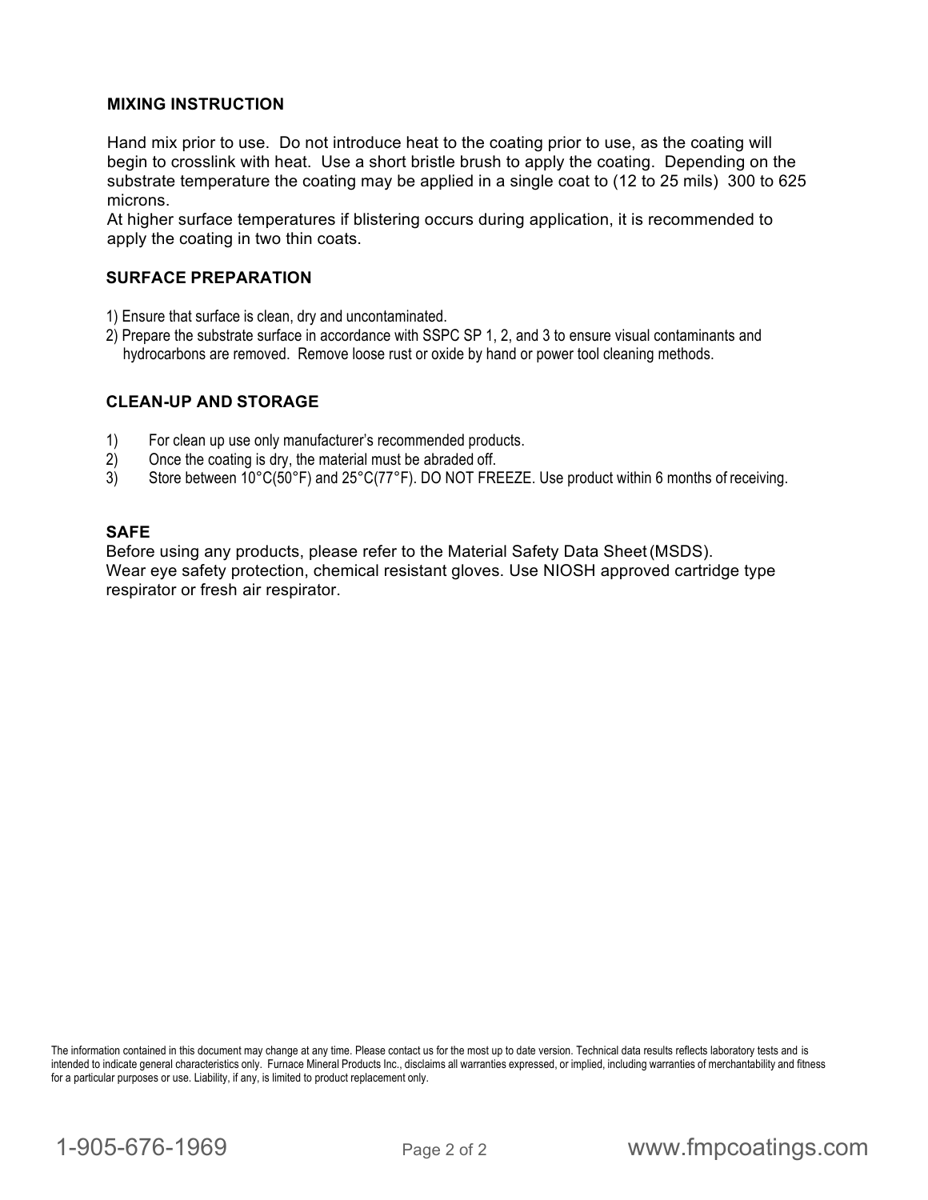## MIXING INSTRUCTION

Hand mix prior to use. Do not introduce heat to the coating prior to use, as the coating will begin to crosslink with heat. Use a short bristle brush to apply the coating. Depending on the substrate temperature the coating may be applied in a single coat to (12 to 25 mils) 300 to 625 microns.
At higher surface temperatures if blistering occurs during application, it is recommended to apply the coating in two thin coats.

## SURFACE PREPARATION

1) Ensure that surface is clean, dry and uncontaminated.
2) Prepare the substrate surface in accordance with SSPC SP 1, 2, and 3 to ensure visual contaminants and hydrocarbons are removed. Remove loose rust or oxide by hand or power tool cleaning methods.

## CLEAN-UP AND STORAGE

1) For clean up use only manufacturer's recommended products.
2) Once the coating is dry, the material must be abraded off.
3) Store between 10°C(50°F) and 25°C(77°F). DO NOT FREEZE. Use product within 6 months of receiving.

## SAFE

Before using any products, please refer to the Material Safety Data Sheet (MSDS).
Wear eye safety protection, chemical resistant gloves. Use NIOSH approved cartridge type respirator or fresh air respirator.

The information contained in this document may change at any time. Please contact us for the most up to date version. Technical data results reflects laboratory tests and is intended to indicate general characteristics only. Furnace Mineral Products Inc., disclaims all warranties expressed, or implied, including warranties of merchantability and fitness for a particular purposes or use. Liability, if any, is limited to product replacement only.

1-905-676-1969 www.fmpcoatings.com